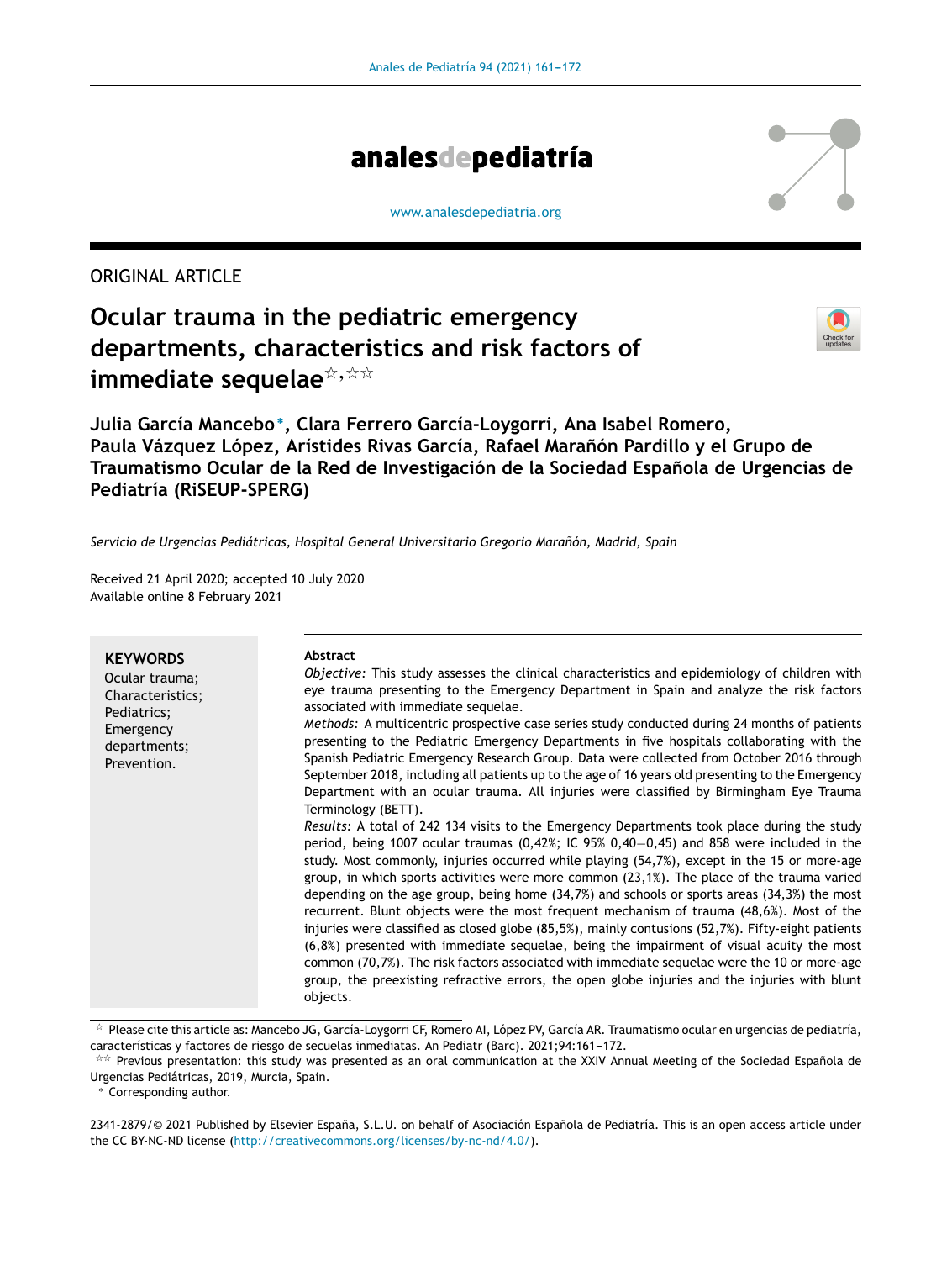ORIGINAL ARTICLE

# Ocular trauma in the pediatric emergency departments, characteristics and risk factors of immediate sequelae☆,☆☆

**Julia García Mancebo*, Clara Ferrero García-Loygorri, Ana Isabel Romero, Paula Vázquez López, Arístides Rivas García, Rafael Marañón Pardillo y el Grupo de Traumatismo Ocular de la Red de Investigación de la Sociedad Española de Urgencias de Pediatría (RiSEUP-SPERG)**

*Servicio de Urgencias Pediátricas, Hospital General Universitario Gregorio Marañón, Madrid, Spain*

Received 21 April 2020; accepted 10 July 2020
Available online 8 February 2021

**KEYWORDS**
Ocular trauma;
Characteristics;
Pediatrics;
Emergency departments;
Prevention.

**Abstract**

*Objective:* This study assesses the clinical characteristics and epidemiology of children with eye trauma presenting to the Emergency Department in Spain and analyze the risk factors associated with immediate sequelae.

*Methods:* A multicentric prospective case series study conducted during 24 months of patients presenting to the Pediatric Emergency Departments in five hospitals collaborating with the Spanish Pediatric Emergency Research Group. Data were collected from October 2016 through September 2018, including all patients up to the age of 16 years old presenting to the Emergency Department with an ocular trauma. All injuries were classified by Birmingham Eye Trauma Terminology (BETT).

*Results:* A total of 242 134 visits to the Emergency Departments took place during the study period, being 1007 ocular traumas (0,42%; IC 95% 0,40—0,45) and 858 were included in the study. Most commonly, injuries occurred while playing (54,7%), except in the 15 or more-age group, in which sports activities were more common (23,1%). The place of the trauma varied depending on the age group, being home (34,7%) and schools or sports areas (34,3%) the most recurrent. Blunt objects were the most frequent mechanism of trauma (48,6%). Most of the injuries were classified as closed globe (85,5%), mainly contusions (52,7%). Fifty-eight patients (6,8%) presented with immediate sequelae, being the impairment of visual acuity the most common (70,7%). The risk factors associated with immediate sequelae were the 10 or more-age group, the preexisting refractive errors, the open globe injuries and the injuries with blunt objects.

☆ Please cite this article as: Mancebo JG, García-Loygorri CF, Romero AI, López PV, García AR. Traumatismo ocular en urgencias de pediatría, características y factores de riesgo de secuelas inmediatas. An Pediatr (Barc). 2021;94:161–172.

☆☆ Previous presentation: this study was presented as an oral communication at the XXIV Annual Meeting of the Sociedad Española de Urgencias Pediátricas, 2019, Murcia, Spain.

* Corresponding author.

2341-2879/© 2021 Published by Elsevier España, S.L.U. on behalf of Asociación Española de Pediatría. This is an open access article under the CC BY-NC-ND license (http://creativecommons.org/licenses/by-nc-nd/4.0/).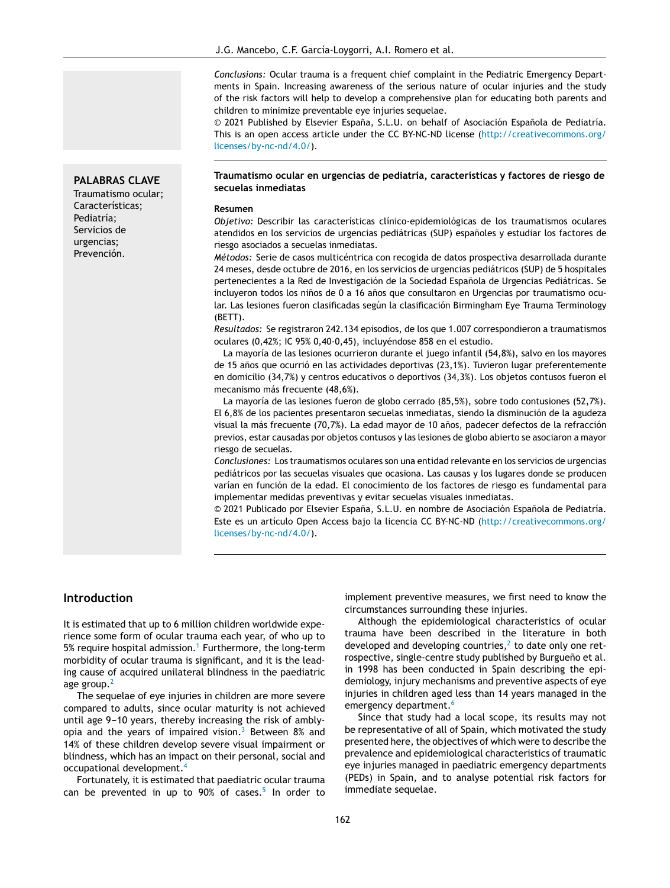*Conclusions:* Ocular trauma is a frequent chief complaint in the Pediatric Emergency Departments in Spain. Increasing awareness of the serious nature of ocular injuries and the study of the risk factors will help to develop a comprehensive plan for educating both parents and children to minimize preventable eye injuries sequelae.

© 2021 Published by Elsevier España, S.L.U. on behalf of Asociación Española de Pediatría. This is an open access article under the CC BY-NC-ND license (http://creativecommons.org/licenses/by-nc-nd/4.0/).

**PALABRAS CLAVE**
Traumatismo ocular;
Características;
Pediatría;
Servicios de urgencias;
Prevención.

**Traumatismo ocular en urgencias de pediatría, características y factores de riesgo de secuelas inmediatas**

**Resumen**

*Objetivo:* Describir las características clínico-epidemiológicas de los traumatismos oculares atendidos en los servicios de urgencias pediátricas (SUP) españoles y estudiar los factores de riesgo asociados a secuelas inmediatas.

*Métodos:* Serie de casos multicéntrica con recogida de datos prospectiva desarrollada durante 24 meses, desde octubre de 2016, en los servicios de urgencias pediátricos (SUP) de 5 hospitales pertenecientes a la Red de Investigación de la Sociedad Española de Urgencias Pediátricas. Se incluyeron todos los niños de 0 a 16 años que consultaron en Urgencias por traumatismo ocular. Las lesiones fueron clasificadas según la clasificación Birmingham Eye Trauma Terminology (BETT).

*Resultados:* Se registraron 242.134 episodios, de los que 1.007 correspondieron a traumatismos oculares (0,42%; IC 95% 0,40-0,45), incluyéndose 858 en el estudio.

La mayoría de las lesiones ocurrieron durante el juego infantil (54,8%), salvo en los mayores de 15 años que ocurrió en las actividades deportivas (23,1%). Tuvieron lugar preferentemente en domicilio (34,7%) y centros educativos o deportivos (34,3%). Los objetos contusos fueron el mecanismo más frecuente (48,6%).

La mayoría de las lesiones fueron de globo cerrado (85,5%), sobre todo contusiones (52,7%). El 6,8% de los pacientes presentaron secuelas inmediatas, siendo la disminución de la agudeza visual la más frecuente (70,7%). La edad mayor de 10 años, padecer defectos de la refracción previos, estar causadas por objetos contusos y las lesiones de globo abierto se asociaron a mayor riesgo de secuelas.

*Conclusiones:* Los traumatismos oculares son una entidad relevante en los servicios de urgencias pediátricos por las secuelas visuales que ocasiona. Las causas y los lugares donde se producen varían en función de la edad. El conocimiento de los factores de riesgo es fundamental para implementar medidas preventivas y evitar secuelas visuales inmediatas.

© 2021 Publicado por Elsevier España, S.L.U. en nombre de Asociación Española de Pediatría. Este es un artículo Open Access bajo la licencia CC BY-NC-ND (http://creativecommons.org/licenses/by-nc-nd/4.0/).

## Introduction

It is estimated that up to 6 million children worldwide experience some form of ocular trauma each year, of who up to 5% require hospital admission.[1] Furthermore, the long-term morbidity of ocular trauma is significant, and it is the leading cause of acquired unilateral blindness in the paediatric age group.[2]

The sequelae of eye injuries in children are more severe compared to adults, since ocular maturity is not achieved until age 9–10 years, thereby increasing the risk of amblyopia and the years of impaired vision.[3] Between 8% and 14% of these children develop severe visual impairment or blindness, which has an impact on their personal, social and occupational development.[4]

Fortunately, it is estimated that paediatric ocular trauma can be prevented in up to 90% of cases.[5] In order to implement preventive measures, we first need to know the circumstances surrounding these injuries.

Although the epidemiological characteristics of ocular trauma have been described in the literature in both developed and developing countries,[2] to date only one retrospective, single-centre study published by Burgueño et al. in 1998 has been conducted in Spain describing the epidemiology, injury mechanisms and preventive aspects of eye injuries in children aged less than 14 years managed in the emergency department.[6]

Since that study had a local scope, its results may not be representative of all of Spain, which motivated the study presented here, the objectives of which were to describe the prevalence and epidemiological characteristics of traumatic eye injuries managed in paediatric emergency departments (PEDs) in Spain, and to analyse potential risk factors for immediate sequelae.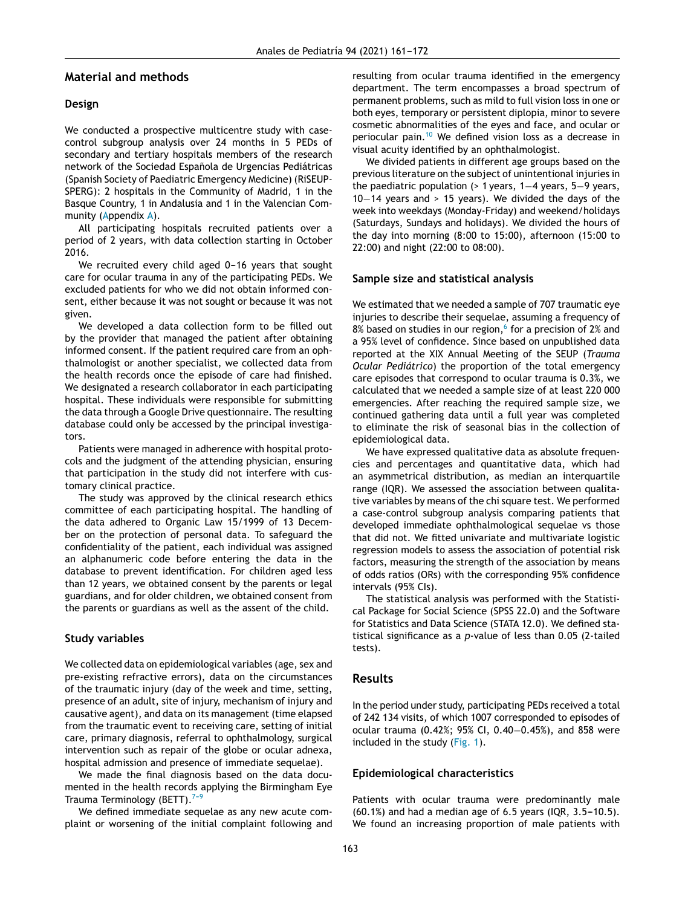## Material and methods

### Design

We conducted a prospective multicentre study with case-control subgroup analysis over 24 months in 5 PEDs of secondary and tertiary hospitals members of the research network of the Sociedad Española de Urgencias Pediátricas (Spanish Society of Paediatric Emergency Medicine) (RiSEUP-SPERG): 2 hospitals in the Community of Madrid, 1 in the Basque Country, 1 in Andalusia and 1 in the Valencian Community (Appendix A).

All participating hospitals recruited patients over a period of 2 years, with data collection starting in October 2016.

We recruited every child aged 0–16 years that sought care for ocular trauma in any of the participating PEDs. We excluded patients for who we did not obtain informed consent, either because it was not sought or because it was not given.

We developed a data collection form to be filled out by the provider that managed the patient after obtaining informed consent. If the patient required care from an ophthalmologist or another specialist, we collected data from the health records once the episode of care had finished. We designated a research collaborator in each participating hospital. These individuals were responsible for submitting the data through a Google Drive questionnaire. The resulting database could only be accessed by the principal investigators.

Patients were managed in adherence with hospital protocols and the judgment of the attending physician, ensuring that participation in the study did not interfere with customary clinical practice.

The study was approved by the clinical research ethics committee of each participating hospital. The handling of the data adhered to Organic Law 15/1999 of 13 December on the protection of personal data. To safeguard the confidentiality of the patient, each individual was assigned an alphanumeric code before entering the data in the database to prevent identification. For children aged less than 12 years, we obtained consent by the parents or legal guardians, and for older children, we obtained consent from the parents or guardians as well as the assent of the child.

### Study variables

We collected data on epidemiological variables (age, sex and pre-existing refractive errors), data on the circumstances of the traumatic injury (day of the week and time, setting, presence of an adult, site of injury, mechanism of injury and causative agent), and data on its management (time elapsed from the traumatic event to receiving care, setting of initial care, primary diagnosis, referral to ophthalmology, surgical intervention such as repair of the globe or ocular adnexa, hospital admission and presence of immediate sequelae).

We made the final diagnosis based on the data documented in the health records applying the Birmingham Eye Trauma Terminology (BETT).[7–9]

We defined immediate sequelae as any new acute complaint or worsening of the initial complaint following and resulting from ocular trauma identified in the emergency department. The term encompasses a broad spectrum of permanent problems, such as mild to full vision loss in one or both eyes, temporary or persistent diplopia, minor to severe cosmetic abnormalities of the eyes and face, and ocular or periocular pain.[10] We defined vision loss as a decrease in visual acuity identified by an ophthalmologist.

We divided patients in different age groups based on the previous literature on the subject of unintentional injuries in the paediatric population (> 1 years, 1–4 years, 5–9 years, 10–14 years and > 15 years). We divided the days of the week into weekdays (Monday-Friday) and weekend/holidays (Saturdays, Sundays and holidays). We divided the hours of the day into morning (8:00 to 15:00), afternoon (15:00 to 22:00) and night (22:00 to 08:00).

### Sample size and statistical analysis

We estimated that we needed a sample of 707 traumatic eye injuries to describe their sequelae, assuming a frequency of 8% based on studies in our region,[6] for a precision of 2% and a 95% level of confidence. Since based on unpublished data reported at the XIX Annual Meeting of the SEUP (*Trauma Ocular Pediátrico*) the proportion of the total emergency care episodes that correspond to ocular trauma is 0.3%, we calculated that we needed a sample size of at least 220 000 emergencies. After reaching the required sample size, we continued gathering data until a full year was completed to eliminate the risk of seasonal bias in the collection of epidemiological data.

We have expressed qualitative data as absolute frequencies and percentages and quantitative data, which had an asymmetrical distribution, as median an interquartile range (IQR). We assessed the association between qualitative variables by means of the chi square test. We performed a case-control subgroup analysis comparing patients that developed immediate ophthalmological sequelae vs those that did not. We fitted univariate and multivariate logistic regression models to assess the association of potential risk factors, measuring the strength of the association by means of odds ratios (ORs) with the corresponding 95% confidence intervals (95% CIs).

The statistical analysis was performed with the Statistical Package for Social Science (SPSS 22.0) and the Software for Statistics and Data Science (STATA 12.0). We defined statistical significance as a *p*-value of less than 0.05 (2-tailed tests).

## Results

In the period under study, participating PEDs received a total of 242 134 visits, of which 1007 corresponded to episodes of ocular trauma (0.42%; 95% CI, 0.40–0.45%), and 858 were included in the study (Fig. 1).

### Epidemiological characteristics

Patients with ocular trauma were predominantly male (60.1%) and had a median age of 6.5 years (IQR, 3.5–10.5). We found an increasing proportion of male patients with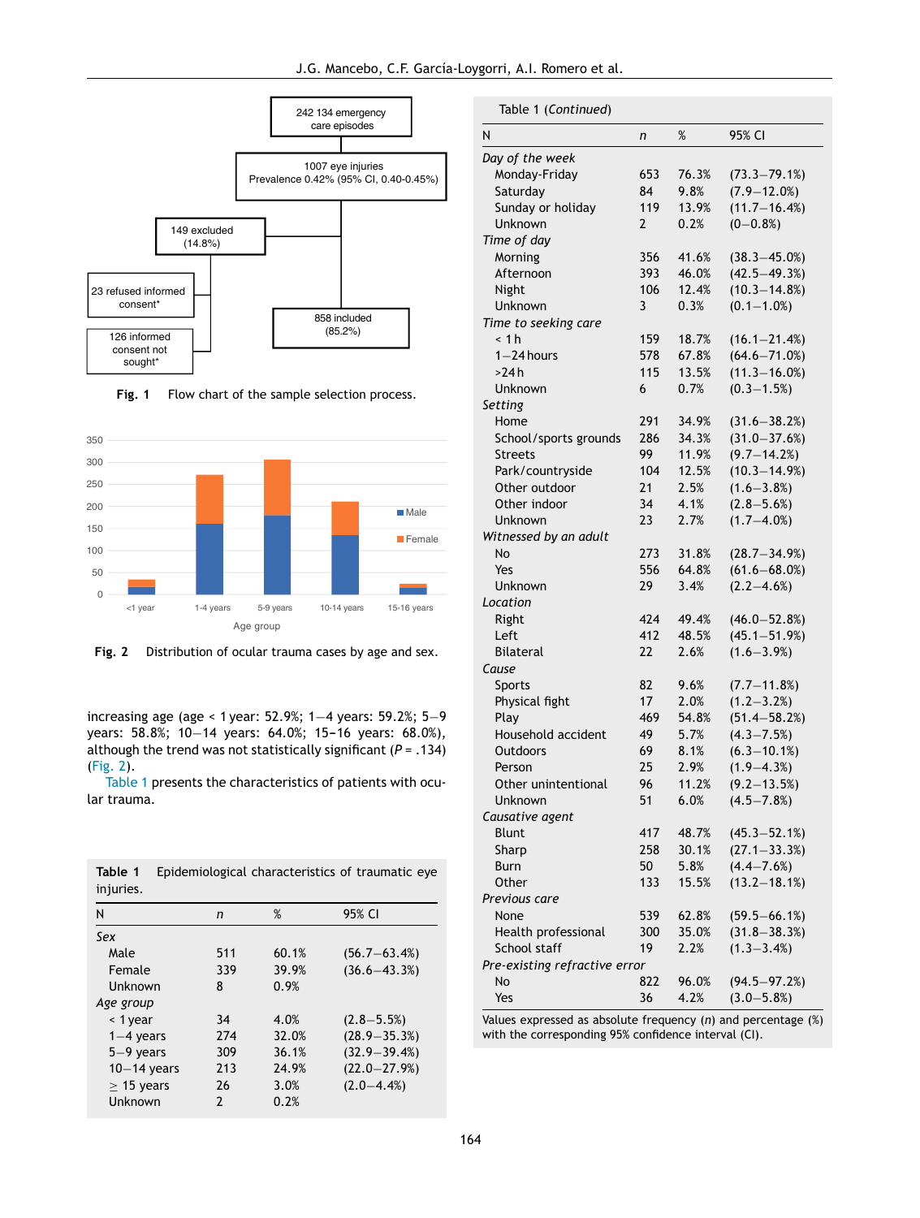Fig. 1 Flow chart of the sample selection process.

Fig. 2 Distribution of ocular trauma cases by age and sex.

increasing age (age < 1 year: 52.9%; 1–4 years: 59.2%; 5–9 years: 58.8%; 10–14 years: 64.0%; 15–16 years: 68.0%), although the trend was not statistically significant ($P = .134$) (Fig. 2).

Table 1 presents the characteristics of patients with ocular trauma.

**Table 1** Epidemiological characteristics of traumatic eye injuries.

| N | *n* | % | 95% CI |
|---|---|---|---|
| *Sex* | | | |
| Male | 511 | 60.1% | (56.7–63.4%) |
| Female | 339 | 39.9% | (36.6–43.3%) |
| Unknown | 8 | 0.9% | |
| *Age group* | | | |
| < 1 year | 34 | 4.0% | (2.8–5.5%) |
| 1–4 years | 274 | 32.0% | (28.9–35.3%) |
| 5–9 years | 309 | 36.1% | (32.9–39.4%) |
| 10–14 years | 213 | 24.9% | (22.0–27.9%) |
| ≥ 15 years | 26 | 3.0% | (2.0–4.4%) |
| Unknown | 2 | 0.2% | |
| *Day of the week* | | | |
| Monday-Friday | 653 | 76.3% | (73.3–79.1%) |
| Saturday | 84 | 9.8% | (7.9–12.0%) |
| Sunday or holiday | 119 | 13.9% | (11.7–16.4%) |
| Unknown | 2 | 0.2% | (0–0.8%) |
| *Time of day* | | | |
| Morning | 356 | 41.6% | (38.3–45.0%) |
| Afternoon | 393 | 46.0% | (42.5–49.3%) |
| Night | 106 | 12.4% | (10.3–14.8%) |
| Unknown | 3 | 0.3% | (0.1–1.0%) |
| *Time to seeking care* | | | |
| < 1 h | 159 | 18.7% | (16.1–21.4%) |
| 1–24 hours | 578 | 67.8% | (64.6–71.0%) |
| >24 h | 115 | 13.5% | (11.3–16.0%) |
| Unknown | 6 | 0.7% | (0.3–1.5%) |
| *Setting* | | | |
| Home | 291 | 34.9% | (31.6–38.2%) |
| School/sports grounds | 286 | 34.3% | (31.0–37.6%) |
| Streets | 99 | 11.9% | (9.7–14.2%) |
| Park/countryside | 104 | 12.5% | (10.3–14.9%) |
| Other outdoor | 21 | 2.5% | (1.6–3.8%) |
| Other indoor | 34 | 4.1% | (2.8–5.6%) |
| Unknown | 23 | 2.7% | (1.7–4.0%) |
| *Witnessed by an adult* | | | |
| No | 273 | 31.8% | (28.7–34.9%) |
| Yes | 556 | 64.8% | (61.6–68.0%) |
| Unknown | 29 | 3.4% | (2.2–4.6%) |
| *Location* | | | |
| Right | 424 | 49.4% | (46.0–52.8%) |
| Left | 412 | 48.5% | (45.1–51.9%) |
| Bilateral | 22 | 2.6% | (1.6–3.9%) |
| *Cause* | | | |
| Sports | 82 | 9.6% | (7.7–11.8%) |
| Physical fight | 17 | 2.0% | (1.2–3.2%) |
| Play | 469 | 54.8% | (51.4–58.2%) |
| Household accident | 49 | 5.7% | (4.3–7.5%) |
| Outdoors | 69 | 8.1% | (6.3–10.1%) |
| Person | 25 | 2.9% | (1.9–4.3%) |
| Other unintentional | 96 | 11.2% | (9.2–13.5%) |
| Unknown | 51 | 6.0% | (4.5–7.8%) |
| *Causative agent* | | | |
| Blunt | 417 | 48.7% | (45.3–52.1%) |
| Sharp | 258 | 30.1% | (27.1–33.3%) |
| Burn | 50 | 5.8% | (4.4–7.6%) |
| Other | 133 | 15.5% | (13.2–18.1%) |
| *Previous care* | | | |
| None | 539 | 62.8% | (59.5–66.1%) |
| Health professional | 300 | 35.0% | (31.8–38.3%) |
| School staff | 19 | 2.2% | (1.3–3.4%) |
| *Pre-existing refractive error* | | | |
| No | 822 | 96.0% | (94.5–97.2%) |
| Yes | 36 | 4.2% | (3.0–5.8%) |

Values expressed as absolute frequency (*n*) and percentage (%) with the corresponding 95% confidence interval (CI).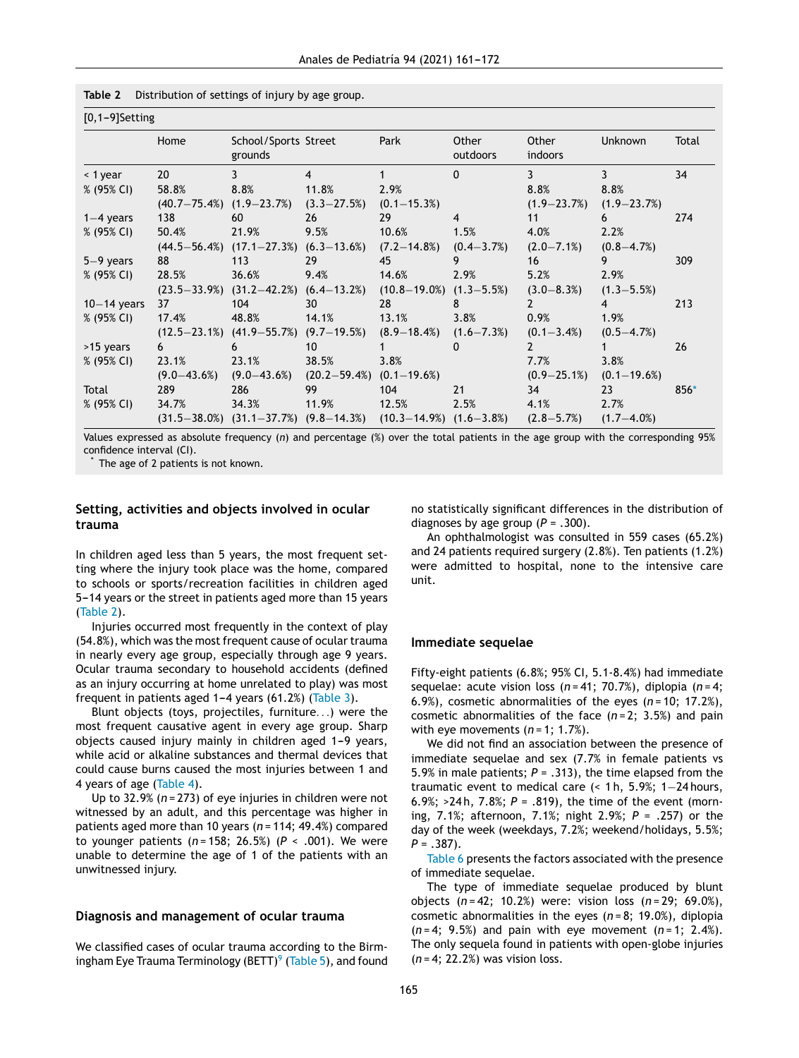**Table 2** Distribution of settings of injury by age group.

| [0,1–9]Setting | Home | School/Sports grounds | Street | Park | Other outdoors | Other indoors | Unknown | Total |
|---|---|---|---|---|---|---|---|---|
| < 1 year | 20 | 3 | 4 | 1 | 0 | 3 | 3 | 34 |
| % (95% CI) | 58.8% (40.7–75.4%) | 8.8% (1.9–23.7%) | 11.8% (3.3–27.5%) | 2.9% (0.1–15.3%) | | 8.8% (1.9–23.7%) | 8.8% (1.9–23.7%) | |
| 1–4 years | 138 | 60 | 26 | 29 | 4 | 11 | 6 | 274 |
| % (95% CI) | 50.4% (44.5–56.4%) | 21.9% (17.1–27.3%) | 9.5% (6.3–13.6%) | 10.6% (7.2–14.8%) | 1.5% (0.4–3.7%) | 4.0% (2.0–7.1%) | 2.2% (0.8–4.7%) | |
| 5–9 years | 88 | 113 | 29 | 45 | 9 | 16 | 9 | 309 |
| % (95% CI) | 28.5% (23.5–33.9%) | 36.6% (31.2–42.2%) | 9.4% (6.4–13.2%) | 14.6% (10.8–19.0%) | 2.9% (1.3–5.5%) | 5.2% (3.0–8.3%) | 2.9% (1.3–5.5%) | |
| 10–14 years | 37 | 104 | 30 | 28 | 8 | 2 | 4 | 213 |
| % (95% CI) | 17.4% (12.5–23.1%) | 48.8% (41.9–55.7%) | 14.1% (9.7–19.5%) | 13.1% (8.9–18.4%) | 3.8% (1.6–7.3%) | 0.9% (0.1–3.4%) | 1.9% (0.5–4.7%) | |
| >15 years | 6 | 6 | 10 | 1 | 0 | 2 | 1 | 26 |
| % (95% CI) | 23.1% (9.0–43.6%) | 23.1% (9.0–43.6%) | 38.5% (20.2–59.4%) | 3.8% (0.1–19.6%) | | 7.7% (0.9–25.1%) | 3.8% (0.1–19.6%) | |
| Total | 289 | 286 | 99 | 104 | 21 | 34 | 23 | 856* |
| % (95% CI) | 34.7% (31.5–38.0%) | 34.3% (31.1–37.7%) | 11.9% (9.8–14.3%) | 12.5% (10.3–14.9%) | 2.5% (1.6–3.8%) | 4.1% (2.8–5.7%) | 2.7% (1.7–4.0%) | |

Values expressed as absolute frequency (*n*) and percentage (%) over the total patients in the age group with the corresponding 95% confidence interval (CI).
* The age of 2 patients is not known.

### Setting, activities and objects involved in ocular trauma

In children aged less than 5 years, the most frequent setting where the injury took place was the home, compared to schools or sports/recreation facilities in children aged 5–14 years or the street in patients aged more than 15 years (Table 2).

Injuries occurred most frequently in the context of play (54.8%), which was the most frequent cause of ocular trauma in nearly every age group, especially through age 9 years. Ocular trauma secondary to household accidents (defined as an injury occurring at home unrelated to play) was most frequent in patients aged 1–4 years (61.2%) (Table 3).

Blunt objects (toys, projectiles, furniture...) were the most frequent causative agent in every age group. Sharp objects caused injury mainly in children aged 1–9 years, while acid or alkaline substances and thermal devices that could cause burns caused the most injuries between 1 and 4 years of age (Table 4).

Up to 32.9% (*n* = 273) of eye injuries in children were not witnessed by an adult, and this percentage was higher in patients aged more than 10 years (*n* = 114; 49.4%) compared to younger patients (*n* = 158; 26.5%) ($P < .001$). We were unable to determine the age of 1 of the patients with an unwitnessed injury.

### Diagnosis and management of ocular trauma

We classified cases of ocular trauma according to the Birmingham Eye Trauma Terminology (BETT)[9] (Table 5), and found no statistically significant differences in the distribution of diagnoses by age group ($P = .300$).

An ophthalmologist was consulted in 559 cases (65.2%) and 24 patients required surgery (2.8%). Ten patients (1.2%) were admitted to hospital, none to the intensive care unit.

### Immediate sequelae

Fifty-eight patients (6.8%; 95% CI, 5.1-8.4%) had immediate sequelae: acute vision loss (*n* = 41; 70.7%), diplopia (*n* = 4; 6.9%), cosmetic abnormalities of the eyes (*n* = 10; 17.2%), cosmetic abnormalities of the face (*n* = 2; 3.5%) and pain with eye movements (*n* = 1; 1.7%).

We did not find an association between the presence of immediate sequelae and sex (7.7% in female patients vs 5.9% in male patients; $P = .313$), the time elapsed from the traumatic event to medical care (< 1 h, 5.9%; 1–24 hours, 6.9%; >24 h, 7.8%; $P = .819$), the time of the event (morning, 7.1%; afternoon, 7.1%; night 2.9%; $P = .257$) or the day of the week (weekdays, 7.2%; weekend/holidays, 5.5%; $P = .387$).

Table 6 presents the factors associated with the presence of immediate sequelae.

The type of immediate sequelae produced by blunt objects (*n* = 42; 10.2%) were: vision loss (*n* = 29; 69.0%), cosmetic abnormalities in the eyes (*n* = 8; 19.0%), diplopia (*n* = 4; 9.5%) and pain with eye movement (*n* = 1; 2.4%). The only sequela found in patients with open-globe injuries (*n* = 4; 22.2%) was vision loss.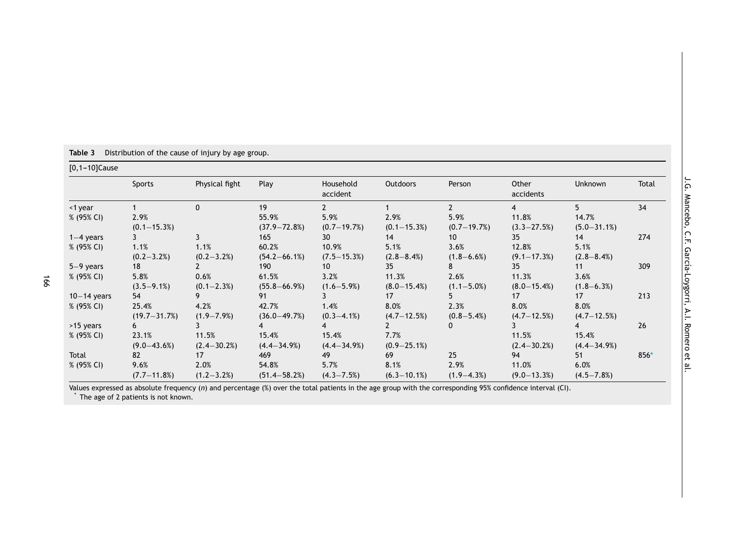**Table 3** Distribution of the cause of injury by age group.

| [0,1–10]Cause | Sports | Physical fight | Play | Household accident | Outdoors | Person | Other accidents | Unknown | Total |
|---|---|---|---|---|---|---|---|---|---|
| <1 year | 1 | 0 | 19 | 2 | 1 | 2 | 4 | 5 | 34 |
| % (95% CI) | 2.9% (0.1–15.3%) | | 55.9% (37.9–72.8%) | 5.9% (0.7–19.7%) | 2.9% (0.1–15.3%) | 5.9% (0.7–19.7%) | 11.8% (3.3–27.5%) | 14.7% (5.0–31.1%) | |
| 1–4 years | 3 | 3 | 165 | 30 | 14 | 10 | 35 | 14 | 274 |
| % (95% CI) | 1.1% (0.2–3.2%) | 1.1% (0.2–3.2%) | 60.2% (54.2–66.1%) | 10.9% (7.5–15.3%) | 5.1% (2.8–8.4%) | 3.6% (1.8–6.6%) | 12.8% (9.1–17.3%) | 5.1% (2.8–8.4%) | |
| 5–9 years | 18 | 2 | 190 | 10 | 35 | 8 | 35 | 11 | 309 |
| % (95% CI) | 5.8% (3.5–9.1%) | 0.6% (0.1–2.3%) | 61.5% (55.8–66.9%) | 3.2% (1.6–5.9%) | 11.3% (8.0–15.4%) | 2.6% (1.1–5.0%) | 11.3% (8.0–15.4%) | 3.6% (1.8–6.3%) | |
| 10–14 years | 54 | 9 | 91 | 3 | 17 | 5 | 17 | 17 | 213 |
| % (95% CI) | 25.4% (19.7–31.7%) | 4.2% (1.9–7.9%) | 42.7% (36.0–49.7%) | 1.4% (0.3–4.1%) | 8.0% (4.7–12.5%) | 2.3% (0.8–5.4%) | 8.0% (4.7–12.5%) | 8.0% (4.7–12.5%) | |
| >15 years | 6 | 3 | 4 | 4 | 2 | 0 | 3 | 4 | 26 |
| % (95% CI) | 23.1% (9.0–43.6%) | 11.5% (2.4–30.2%) | 15.4% (4.4–34.9%) | 15.4% (4.4–34.9%) | 7.7% (0.9–25.1%) | | 11.5% (2.4–30.2%) | 15.4% (4.4–34.9%) | |
| Total | 82 | 17 | 469 | 49 | 69 | 25 | 94 | 51 | 856* |
| % (95% CI) | 9.6% (7.7–11.8%) | 2.0% (1.2–3.2%) | 54.8% (51.4–58.2%) | 5.7% (4.3–7.5%) | 8.1% (6.3–10.1%) | 2.9% (1.9–4.3%) | 11.0% (9.0–13.3%) | 6.0% (4.5–7.8%) | |

Values expressed as absolute frequency (*n*) and percentage (%) over the total patients in the age group with the corresponding 95% confidence interval (CI).

\* The age of 2 patients is not known.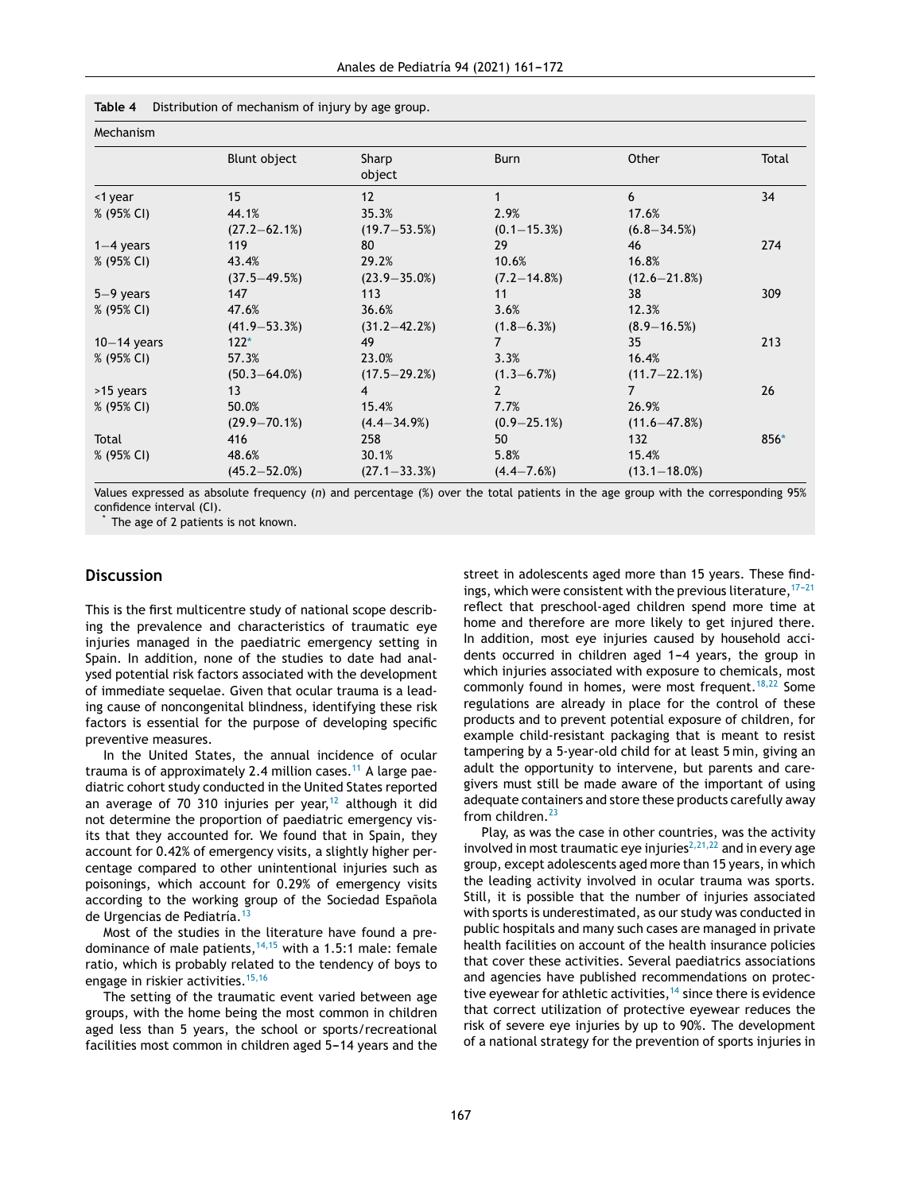**Table 4** Distribution of mechanism of injury by age group.

| Mechanism | Blunt object | Sharp object | Burn | Other | Total |
|---|---|---|---|---|---|
| <1 year | 15 | 12 | 1 | 6 | 34 |
| % (95% CI) | 44.1% (27.2–62.1%) | 35.3% (19.7–53.5%) | 2.9% (0.1–15.3%) | 17.6% (6.8–34.5%) | |
| 1–4 years | 119 | 80 | 29 | 46 | 274 |
| % (95% CI) | 43.4% (37.5–49.5%) | 29.2% (23.9–35.0%) | 10.6% (7.2–14.8%) | 16.8% (12.6–21.8%) | |
| 5–9 years | 147 | 113 | 11 | 38 | 309 |
| % (95% CI) | 47.6% (41.9–53.3%) | 36.6% (31.2–42.2%) | 3.6% (1.8–6.3%) | 12.3% (8.9–16.5%) | |
| 10–14 years | 122* | 49 | 7 | 35 | 213 |
| % (95% CI) | 57.3% (50.3–64.0%) | 23.0% (17.5–29.2%) | 3.3% (1.3–6.7%) | 16.4% (11.7–22.1%) | |
| >15 years | 13 | 4 | 2 | 7 | 26 |
| % (95% CI) | 50.0% (29.9–70.1%) | 15.4% (4.4–34.9%) | 7.7% (0.9–25.1%) | 26.9% (11.6–47.8%) | |
| Total | 416 | 258 | 50 | 132 | 856* |
| % (95% CI) | 48.6% (45.2–52.0%) | 30.1% (27.1–33.3%) | 5.8% (4.4–7.6%) | 15.4% (13.1–18.0%) | |

Values expressed as absolute frequency (*n*) and percentage (%) over the total patients in the age group with the corresponding 95% confidence interval (CI).

\* The age of 2 patients is not known.

## Discussion

This is the first multicentre study of national scope describing the prevalence and characteristics of traumatic eye injuries managed in the paediatric emergency setting in Spain. In addition, none of the studies to date had analysed potential risk factors associated with the development of immediate sequelae. Given that ocular trauma is a leading cause of noncongenital blindness, identifying these risk factors is essential for the purpose of developing specific preventive measures.

In the United States, the annual incidence of ocular trauma is of approximately 2.4 million cases.[11] A large paediatric cohort study conducted in the United States reported an average of 70 310 injuries per year,[12] although it did not determine the proportion of paediatric emergency visits that they accounted for. We found that in Spain, they account for 0.42% of emergency visits, a slightly higher percentage compared to other unintentional injuries such as poisonings, which account for 0.29% of emergency visits according to the working group of the Sociedad Española de Urgencias de Pediatría.[13]

Most of the studies in the literature have found a predominance of male patients,[14,15] with a 1.5:1 male: female ratio, which is probably related to the tendency of boys to engage in riskier activities.[15,16]

The setting of the traumatic event varied between age groups, with the home being the most common in children aged less than 5 years, the school or sports/recreational facilities most common in children aged 5–14 years and the street in adolescents aged more than 15 years. These findings, which were consistent with the previous literature,[17–21] reflect that preschool-aged children spend more time at home and therefore are more likely to get injured there. In addition, most eye injuries caused by household accidents occurred in children aged 1–4 years, the group in which injuries associated with exposure to chemicals, most commonly found in homes, were most frequent.[18,22] Some regulations are already in place for the control of these products and to prevent potential exposure of children, for example child-resistant packaging that is meant to resist tampering by a 5-year-old child for at least 5 min, giving an adult the opportunity to intervene, but parents and caregivers must still be made aware of the important of using adequate containers and store these products carefully away from children.[23]

Play, as was the case in other countries, was the activity involved in most traumatic eye injuries[2,21,22] and in every age group, except adolescents aged more than 15 years, in which the leading activity involved in ocular trauma was sports. Still, it is possible that the number of injuries associated with sports is underestimated, as our study was conducted in public hospitals and many such cases are managed in private health facilities on account of the health insurance policies that cover these activities. Several paediatrics associations and agencies have published recommendations on protective eyewear for athletic activities,[14] since there is evidence that correct utilization of protective eyewear reduces the risk of severe eye injuries by up to 90%. The development of a national strategy for the prevention of sports injuries in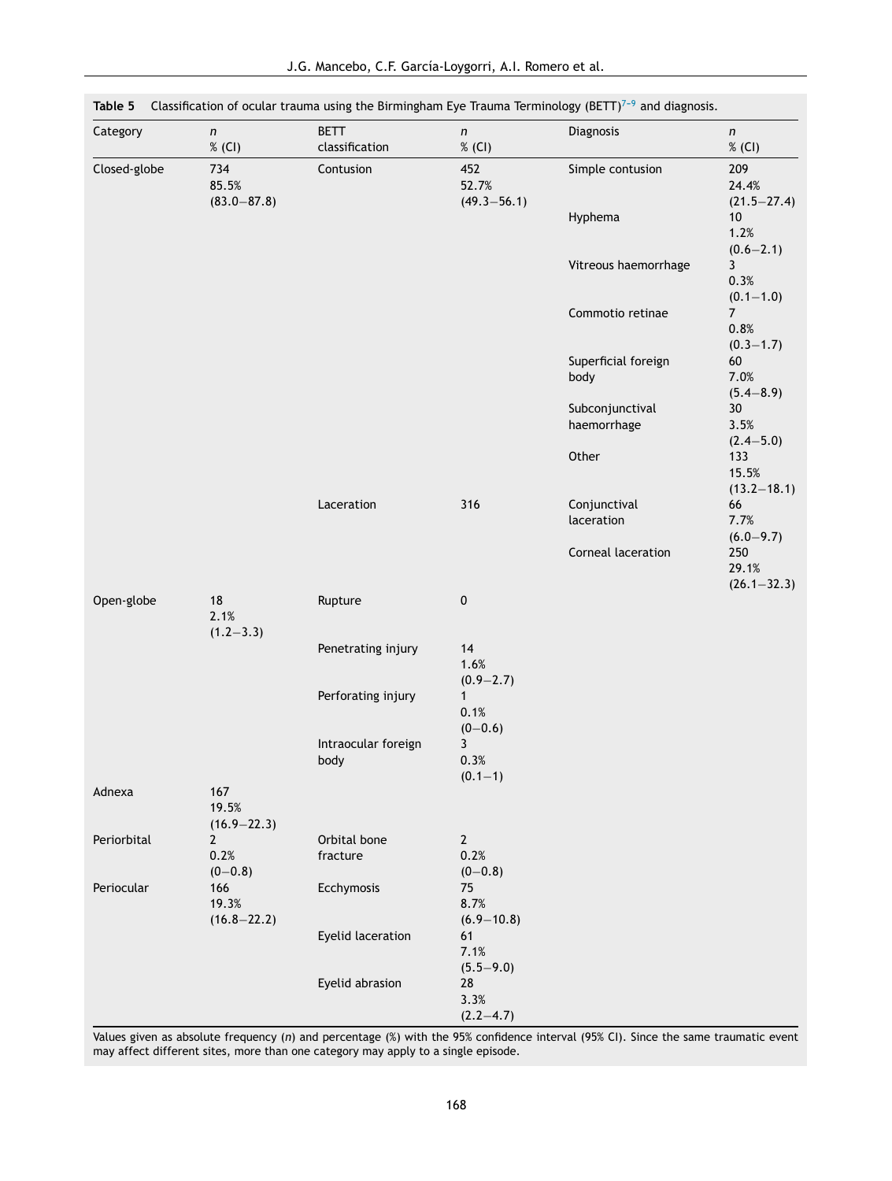**Table 5** Classification of ocular trauma using the Birmingham Eye Trauma Terminology (BETT)[7–9] and diagnosis.

| Category | n<br>% (CI) | BETT classification | n<br>% (CI) | Diagnosis | n<br>% (CI) |
|---|---|---|---|---|---|
| Closed-globe | 734<br>85.5%<br>(83.0–87.8) | Contusion | 452<br>52.7%<br>(49.3–56.1) | Simple contusion | 209<br>24.4%<br>(21.5–27.4) |
| | | | | Hyphema | 10<br>1.2%<br>(0.6–2.1) |
| | | | | Vitreous haemorrhage | 3<br>0.3%<br>(0.1–1.0) |
| | | | | Commotio retinae | 7<br>0.8%<br>(0.3–1.7) |
| | | | | Superficial foreign body | 60<br>7.0%<br>(5.4–8.9) |
| | | | | Subconjunctival haemorrhage | 30<br>3.5%<br>(2.4–5.0) |
| | | | | Other | 133<br>15.5%<br>(13.2–18.1) |
| | | Laceration | 316 | Conjunctival laceration | 66<br>7.7%<br>(6.0–9.7) |
| | | | | Corneal laceration | 250<br>29.1%<br>(26.1–32.3) |
| Open-globe | 18<br>2.1%<br>(1.2–3.3) | Rupture | 0 | | |
| | | Penetrating injury | 14<br>1.6%<br>(0.9–2.7) | | |
| | | Perforating injury | 1<br>0.1%<br>(0–0.6) | | |
| | | Intraocular foreign body | 3<br>0.3%<br>(0.1–1) | | |
| Adnexa | 167<br>19.5%<br>(16.9–22.3) | | | | |
| Periorbital | 2<br>0.2%<br>(0–0.8) | Orbital bone fracture | 2<br>0.2%<br>(0–0.8) | | |
| Periocular | 166<br>19.3%<br>(16.8–22.2) | Ecchymosis | 75<br>8.7%<br>(6.9–10.8) | | |
| | | Eyelid laceration | 61<br>7.1%<br>(5.5–9.0) | | |
| | | Eyelid abrasion | 28<br>3.3%<br>(2.2–4.7) | | |

Values given as absolute frequency (n) and percentage (%) with the 95% confidence interval (95% CI). Since the same traumatic event may affect different sites, more than one category may apply to a single episode.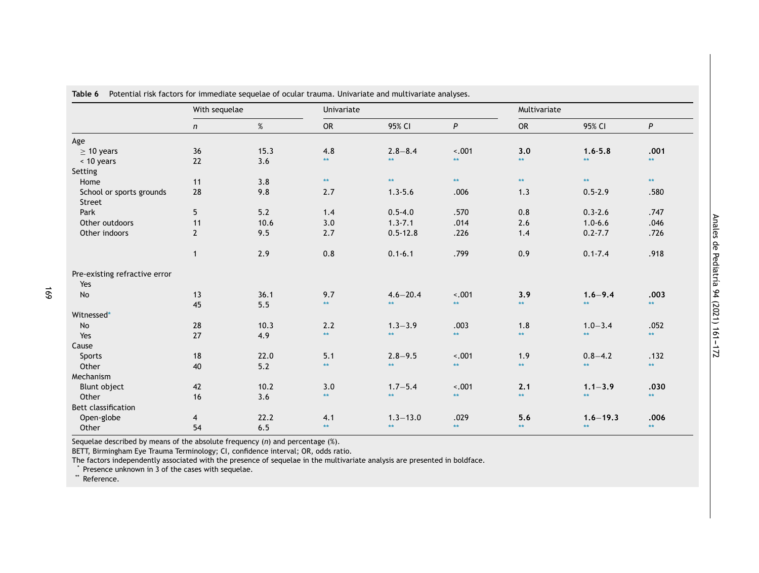**Table 6** Potential risk factors for immediate sequelae of ocular trauma. Univariate and multivariate analyses.

| | With sequelae | | Univariate | | | Multivariate | | |
|---|---|---|---|---|---|---|---|---|
| | *n* | % | OR | 95% CI | *P* | OR | 95% CI | *P* |
| Age | | | | | | | | |
| ≥ 10 years | 36 | 15.3 | 4.8 | 2.8−8.4 | <.001 | **3.0** | **1.6-5.8** | **.001** |
| < 10 years | 22 | 3.6 | ** | ** | ** | ** | ** | ** |
| Setting | | | | | | | | |
| Home | 11 | 3.8 | ** | ** | ** | ** | ** | ** |
| School or sports grounds | 28 | 9.8 | 2.7 | 1.3-5.6 | .006 | 1.3 | 0.5-2.9 | .580 |
| Street | | | | | | | | |
| Park | 5 | 5.2 | 1.4 | 0.5-4.0 | .570 | 0.8 | 0.3-2.6 | .747 |
| Other outdoors | 11 | 10.6 | 3.0 | 1.3-7.1 | .014 | 2.6 | 1.0-6.6 | .046 |
| Other indoors | 2 | 9.5 | 2.7 | 0.5-12.8 | .226 | 1.4 | 0.2-7.7 | .726 |
| | 1 | 2.9 | 0.8 | 0.1-6.1 | .799 | 0.9 | 0.1-7.4 | .918 |
| Pre-existing refractive error | | | | | | | | |
| Yes | | | | | | | | |
| No | 13 | 36.1 | 9.7 | 4.6−20.4 | <.001 | **3.9** | **1.6−9.4** | **.003** |
| | 45 | 5.5 | ** | ** | ** | ** | ** | ** |
| Witnessed* | | | | | | | | |
| No | 28 | 10.3 | 2.2 | 1.3−3.9 | .003 | 1.8 | 1.0−3.4 | .052 |
| Yes | 27 | 4.9 | ** | ** | ** | ** | ** | ** |
| Cause | | | | | | | | |
| Sports | 18 | 22.0 | 5.1 | 2.8−9.5 | <.001 | 1.9 | 0.8−4.2 | .132 |
| Other | 40 | 5.2 | ** | ** | ** | ** | ** | ** |
| Mechanism | | | | | | | | |
| Blunt object | 42 | 10.2 | 3.0 | 1.7−5.4 | <.001 | **2.1** | **1.1−3.9** | **.030** |
| Other | 16 | 3.6 | ** | ** | ** | ** | ** | ** |
| Bett classification | | | | | | | | |
| Open-globe | 4 | 22.2 | 4.1 | 1.3−13.0 | .029 | **5.6** | **1.6−19.3** | **.006** |
| Other | 54 | 6.5 | ** | ** | ** | ** | ** | ** |

Sequelae described by means of the absolute frequency (*n*) and percentage (%).
BETT, Birmingham Eye Trauma Terminology; CI, confidence interval; OR, odds ratio.
The factors independently associated with the presence of sequelae in the multivariate analysis are presented in boldface.
\* Presence unknown in 3 of the cases with sequelae.
\*\* Reference.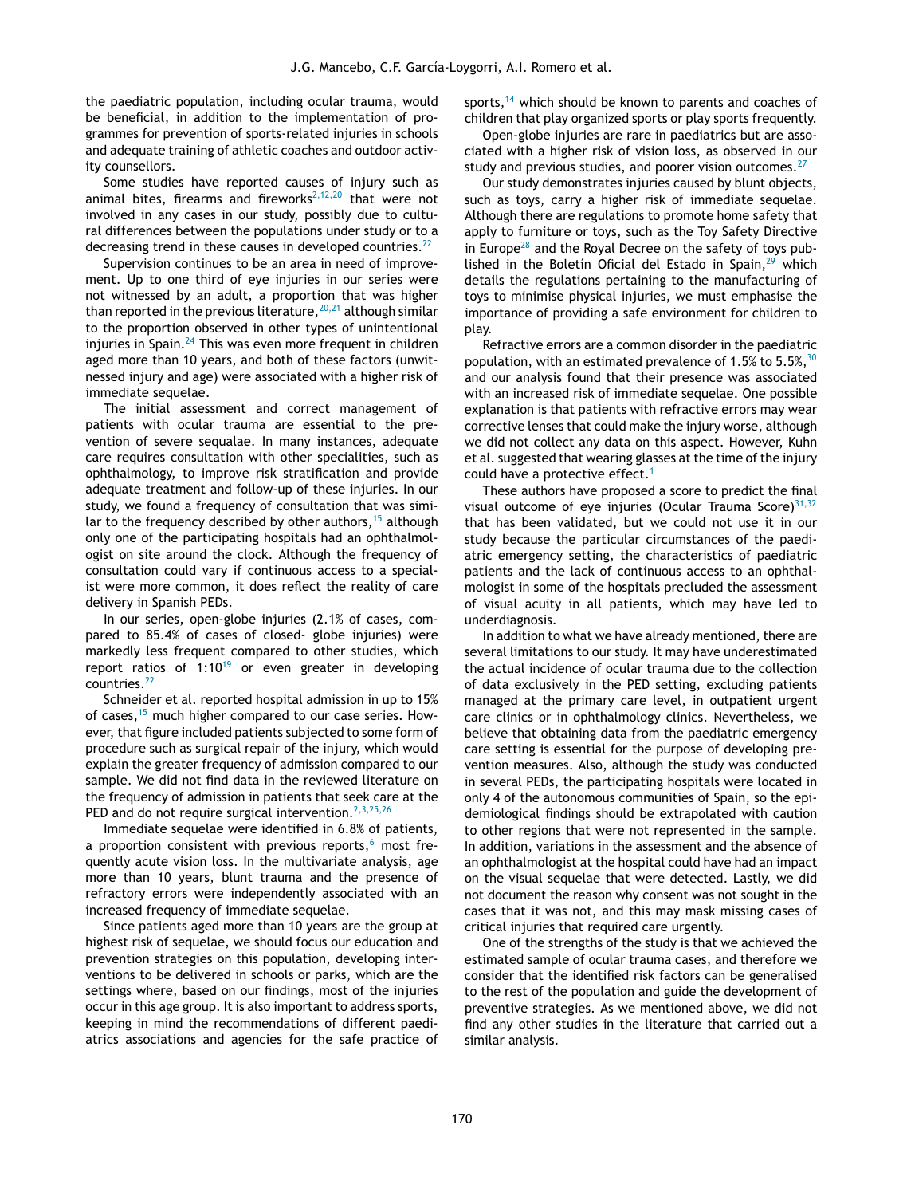the paediatric population, including ocular trauma, would be beneficial, in addition to the implementation of programmes for prevention of sports-related injuries in schools and adequate training of athletic coaches and outdoor activity counsellors.

Some studies have reported causes of injury such as animal bites, firearms and fireworks[2,12,20] that were not involved in any cases in our study, possibly due to cultural differences between the populations under study or to a decreasing trend in these causes in developed countries.[22]

Supervision continues to be an area in need of improvement. Up to one third of eye injuries in our series were not witnessed by an adult, a proportion that was higher than reported in the previous literature,[20,21] although similar to the proportion observed in other types of unintentional injuries in Spain.[24] This was even more frequent in children aged more than 10 years, and both of these factors (unwitnessed injury and age) were associated with a higher risk of immediate sequelae.

The initial assessment and correct management of patients with ocular trauma are essential to the prevention of severe sequalae. In many instances, adequate care requires consultation with other specialities, such as ophthalmology, to improve risk stratification and provide adequate treatment and follow-up of these injuries. In our study, we found a frequency of consultation that was similar to the frequency described by other authors,[15] although only one of the participating hospitals had an ophthalmologist on site around the clock. Although the frequency of consultation could vary if continuous access to a specialist were more common, it does reflect the reality of care delivery in Spanish PEDs.

In our series, open-globe injuries (2.1% of cases, compared to 85.4% of cases of closed- globe injuries) were markedly less frequent compared to other studies, which report ratios of 1:10[19] or even greater in developing countries.[22]

Schneider et al. reported hospital admission in up to 15% of cases,[15] much higher compared to our case series. However, that figure included patients subjected to some form of procedure such as surgical repair of the injury, which would explain the greater frequency of admission compared to our sample. We did not find data in the reviewed literature on the frequency of admission in patients that seek care at the PED and do not require surgical intervention.[2,3,25,26]

Immediate sequelae were identified in 6.8% of patients, a proportion consistent with previous reports,[6] most frequently acute vision loss. In the multivariate analysis, age more than 10 years, blunt trauma and the presence of refractory errors were independently associated with an increased frequency of immediate sequelae.

Since patients aged more than 10 years are the group at highest risk of sequelae, we should focus our education and prevention strategies on this population, developing interventions to be delivered in schools or parks, which are the settings where, based on our findings, most of the injuries occur in this age group. It is also important to address sports, keeping in mind the recommendations of different paediatrics associations and agencies for the safe practice of sports,[14] which should be known to parents and coaches of children that play organized sports or play sports frequently.

Open-globe injuries are rare in paediatrics but are associated with a higher risk of vision loss, as observed in our study and previous studies, and poorer vision outcomes.[27]

Our study demonstrates injuries caused by blunt objects, such as toys, carry a higher risk of immediate sequelae. Although there are regulations to promote home safety that apply to furniture or toys, such as the Toy Safety Directive in Europe[28] and the Royal Decree on the safety of toys published in the Boletín Oficial del Estado in Spain,[29] which details the regulations pertaining to the manufacturing of toys to minimise physical injuries, we must emphasise the importance of providing a safe environment for children to play.

Refractive errors are a common disorder in the paediatric population, with an estimated prevalence of 1.5% to 5.5%,[30] and our analysis found that their presence was associated with an increased risk of immediate sequelae. One possible explanation is that patients with refractive errors may wear corrective lenses that could make the injury worse, although we did not collect any data on this aspect. However, Kuhn et al. suggested that wearing glasses at the time of the injury could have a protective effect.[1]

These authors have proposed a score to predict the final visual outcome of eye injuries (Ocular Trauma Score)[31,32] that has been validated, but we could not use it in our study because the particular circumstances of the paediatric emergency setting, the characteristics of paediatric patients and the lack of continuous access to an ophthalmologist in some of the hospitals precluded the assessment of visual acuity in all patients, which may have led to underdiagnosis.

In addition to what we have already mentioned, there are several limitations to our study. It may have underestimated the actual incidence of ocular trauma due to the collection of data exclusively in the PED setting, excluding patients managed at the primary care level, in outpatient urgent care clinics or in ophthalmology clinics. Nevertheless, we believe that obtaining data from the paediatric emergency care setting is essential for the purpose of developing prevention measures. Also, although the study was conducted in several PEDs, the participating hospitals were located in only 4 of the autonomous communities of Spain, so the epidemiological findings should be extrapolated with caution to other regions that were not represented in the sample. In addition, variations in the assessment and the absence of an ophthalmologist at the hospital could have had an impact on the visual sequelae that were detected. Lastly, we did not document the reason why consent was not sought in the cases that it was not, and this may mask missing cases of critical injuries that required care urgently.

One of the strengths of the study is that we achieved the estimated sample of ocular trauma cases, and therefore we consider that the identified risk factors can be generalised to the rest of the population and guide the development of preventive strategies. As we mentioned above, we did not find any other studies in the literature that carried out a similar analysis.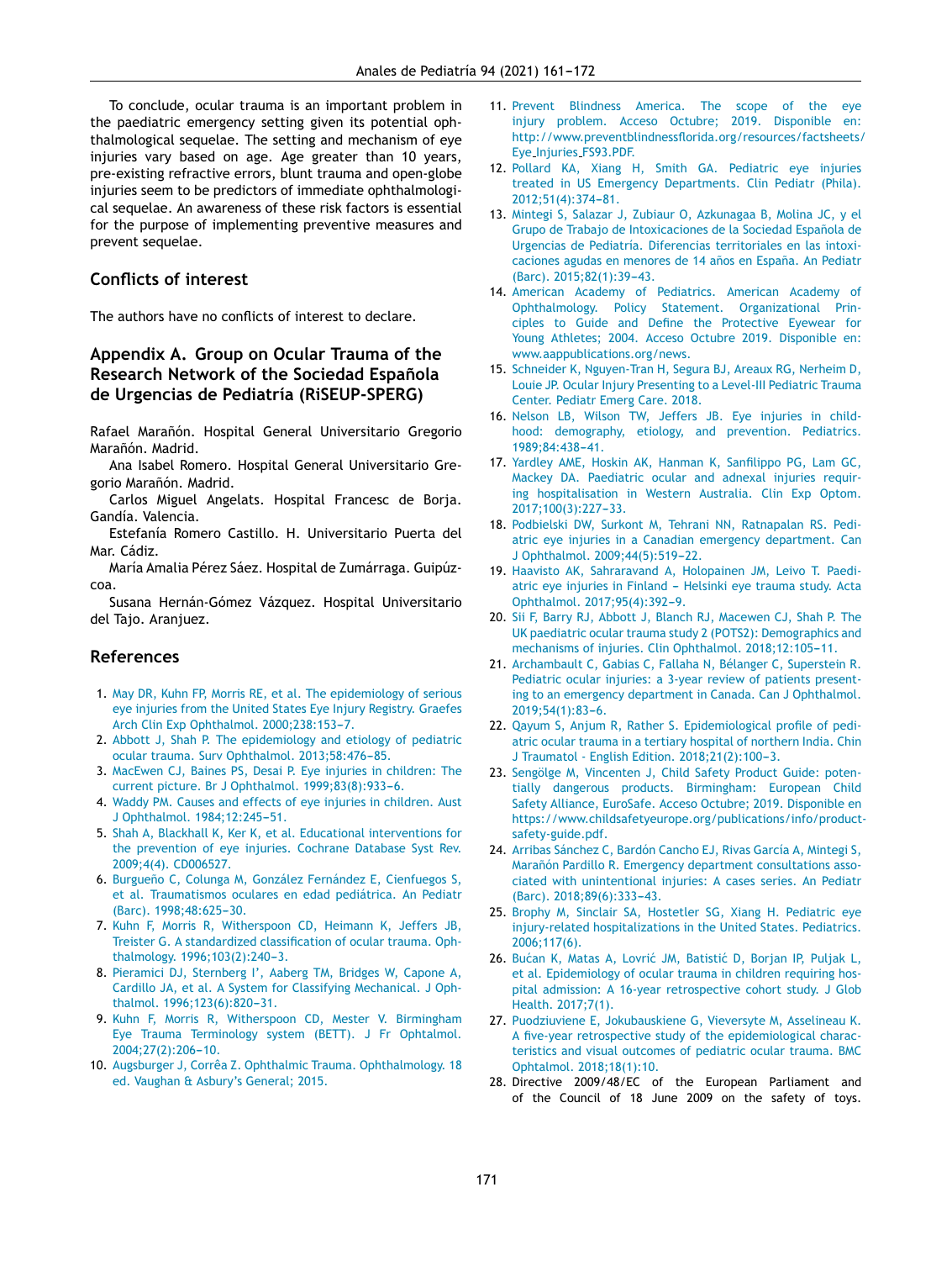To conclude, ocular trauma is an important problem in the paediatric emergency setting given its potential ophthalmological sequelae. The setting and mechanism of eye injuries vary based on age. Age greater than 10 years, pre-existing refractive errors, blunt trauma and open-globe injuries seem to be predictors of immediate ophthalmological sequelae. An awareness of these risk factors is essential for the purpose of implementing preventive measures and prevent sequelae.

## Conflicts of interest

The authors have no conflicts of interest to declare.

## Appendix A. Group on Ocular Trauma of the Research Network of the Sociedad Española de Urgencias de Pediatría (RiSEUP-SPERG)

Rafael Marañón. Hospital General Universitario Gregorio Marañón. Madrid.

Ana Isabel Romero. Hospital General Universitario Gregorio Marañón. Madrid.

Carlos Miguel Angelats. Hospital Francesc de Borja. Gandía. Valencia.

Estefanía Romero Castillo. H. Universitario Puerta del Mar. Cádiz.

María Amalia Pérez Sáez. Hospital de Zumárraga. Guipúzcoa.

Susana Hernán-Gómez Vázquez. Hospital Universitario del Tajo. Aranjuez.

## References

1. May DR, Kuhn FP, Morris RE, et al. The epidemiology of serious eye injuries from the United States Eye Injury Registry. Graefes Arch Clin Exp Ophthalmol. 2000;238:153–7.
2. Abbott J, Shah P. The epidemiology and etiology of pediatric ocular trauma. Surv Ophthalmol. 2013;58:476–85.
3. MacEwen CJ, Baines PS, Desai P. Eye injuries in children: The current picture. Br J Ophthalmol. 1999;83(8):933–6.
4. Waddy PM. Causes and effects of eye injuries in children. Aust J Ophthalmol. 1984;12:245–51.
5. Shah A, Blackhall K, Ker K, et al. Educational interventions for the prevention of eye injuries. Cochrane Database Syst Rev. 2009;4(4). CD006527.
6. Burgueño C, Colunga M, González Fernández E, Cienfuegos S, et al. Traumatismos oculares en edad pediátrica. An Pediatr (Barc). 1998;48:625–30.
7. Kuhn F, Morris R, Witherspoon CD, Heimann K, Jeffers JB, Treister G. A standardized classification of ocular trauma. Ophthalmology. 1996;103(2):240–3.
8. Pieramici DJ, Sternberg I', Aaberg TM, Bridges W, Capone A, Cardillo JA, et al. A System for Classifying Mechanical. J Ophthalmol. 1996;123(6):820–31.
9. Kuhn F, Morris R, Witherspoon CD, Mester V. Birmingham Eye Trauma Terminology system (BETT). J Fr Ophtalmol. 2004;27(2):206–10.
10. Augsburger J, Corrêa Z. Ophthalmic Trauma. Ophthalmology. 18 ed. Vaughan & Asbury's General; 2015.
11. Prevent Blindness America. The scope of the eye injury problem. Acceso Octubre; 2019. Disponible en: http://www.preventblindnessflorida.org/resources/factsheets/Eye_Injuries_FS93.PDF.
12. Pollard KA, Xiang H, Smith GA. Pediatric eye injuries treated in US Emergency Departments. Clin Pediatr (Phila). 2012;51(4):374–81.
13. Mintegi S, Salazar J, Zubiaur O, Azkunagaa B, Molina JC, y el Grupo de Trabajo de Intoxicaciones de la Sociedad Española de Urgencias de Pediatría. Diferencias territoriales en las intoxicaciones agudas en menores de 14 años en España. An Pediatr (Barc). 2015;82(1):39–43.
14. American Academy of Pediatrics. American Academy of Ophthalmology. Policy Statement. Organizational Principles to Guide and Define the Protective Eyewear for Young Athletes; 2004. Acceso Octubre 2019. Disponible en: www.aappublications.org/news.
15. Schneider K, Nguyen-Tran H, Segura BJ, Areaux RG, Nerheim D, Louie JP. Ocular Injury Presenting to a Level-III Pediatric Trauma Center. Pediatr Emerg Care. 2018.
16. Nelson LB, Wilson TW, Jeffers JB. Eye injuries in childhood: demography, etiology, and prevention. Pediatrics. 1989;84:438–41.
17. Yardley AME, Hoskin AK, Hanman K, Sanfilippo PG, Lam GC, Mackey DA. Paediatric ocular and adnexal injuries requiring hospitalisation in Western Australia. Clin Exp Optom. 2017;100(3):227–33.
18. Podbielski DW, Surkont M, Tehrani NN, Ratnapalan RS. Pediatric eye injuries in a Canadian emergency department. Can J Ophthalmol. 2009;44(5):519–22.
19. Haavisto AK, Sahraravand A, Holopainen JM, Leivo T. Paediatric eye injuries in Finland – Helsinki eye trauma study. Acta Ophthalmol. 2017;95(4):392–9.
20. Sii F, Barry RJ, Abbott J, Blanch RJ, Macewen CJ, Shah P. The UK paediatric ocular trauma study 2 (POTS2): Demographics and mechanisms of injuries. Clin Ophthalmol. 2018;12:105–11.
21. Archambault C, Gabias C, Fallaha N, Bélanger C, Superstein R. Pediatric ocular injuries: a 3-year review of patients presenting to an emergency department in Canada. Can J Ophthalmol. 2019;54(1):83–6.
22. Qayum S, Anjum R, Rather S. Epidemiological profile of pediatric ocular trauma in a tertiary hospital of northern India. Chin J Traumatol - English Edition. 2018;21(2):100–3.
23. Sengölge M, Vincenten J, Child Safety Product Guide: potentially dangerous products. Birmingham: European Child Safety Alliance, EuroSafe. Acceso Octubre; 2019. Disponible en https://www.childsafetyeurope.org/publications/info/product-safety-guide.pdf.
24. Arribas Sánchez C, Bardón Cancho EJ, Rivas García A, Mintegi S, Marañón Pardillo R. Emergency department consultations associated with unintentional injuries: A cases series. An Pediatr (Barc). 2018;89(6):333–43.
25. Brophy M, Sinclair SA, Hostetler SG, Xiang H. Pediatric eye injury-related hospitalizations in the United States. Pediatrics. 2006;117(6).
26. Bućan K, Matas A, Lovrić JM, Batistić D, Borjan IP, Puljak L, et al. Epidemiology of ocular trauma in children requiring hospital admission: A 16-year retrospective cohort study. J Glob Health. 2017;7(1).
27. Puodziuviene E, Jokubauskiene G, Vieversyte M, Asselineau K. A five-year retrospective study of the epidemiological characteristics and visual outcomes of pediatric ocular trauma. BMC Ophtalmol. 2018;18(1):10.
28. Directive 2009/48/EC of the European Parliament and of the Council of 18 June 2009 on the safety of toys.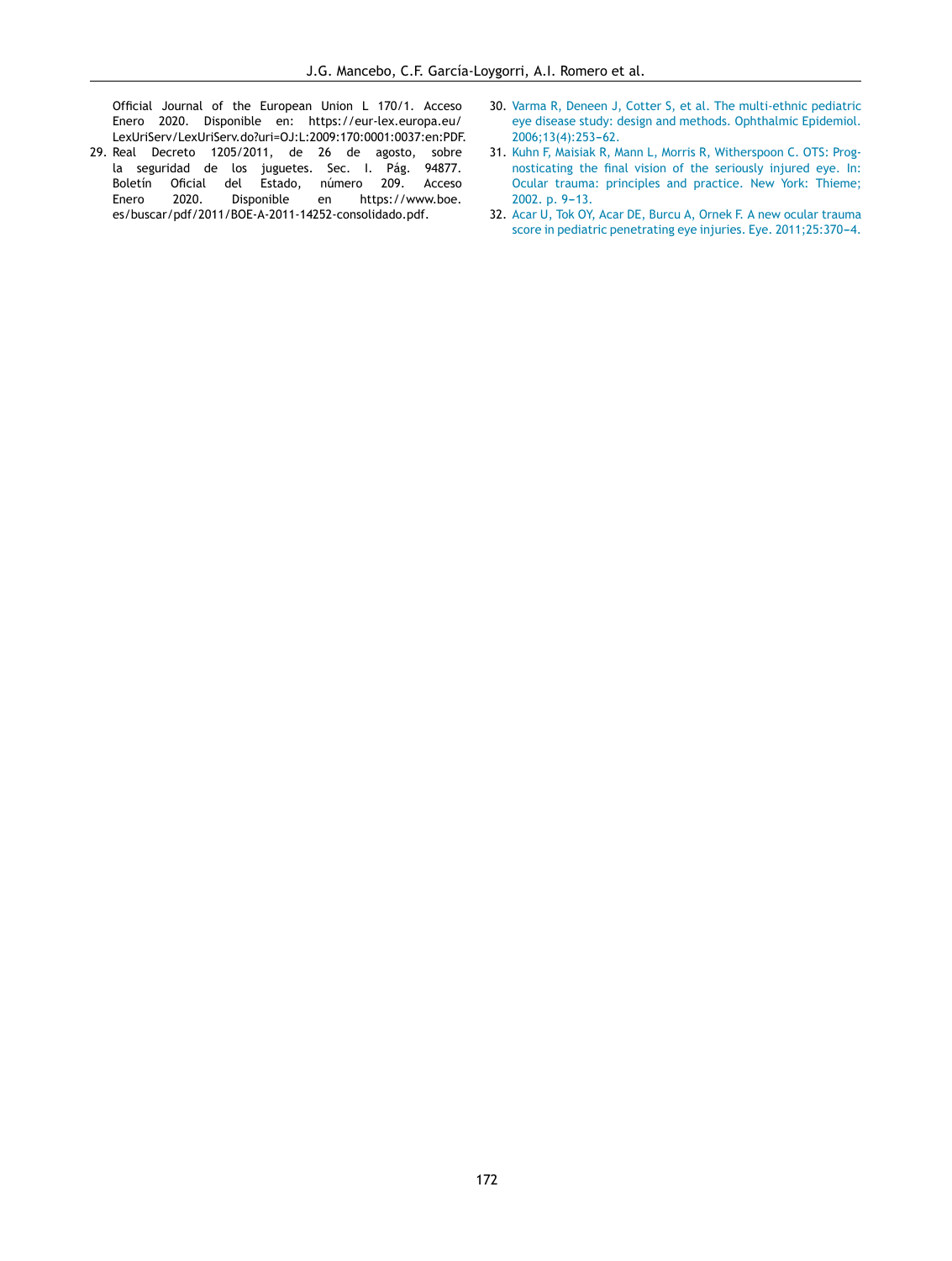Official Journal of the European Union L 170/1. Acceso Enero 2020. Disponible en: https://eur-lex.europa.eu/LexUriServ/LexUriServ.do?uri=OJ:L:2009:170:0001:0037:en:PDF.

29. Real Decreto 1205/2011, de 26 de agosto, sobre la seguridad de los juguetes. Sec. I. Pág. 94877. Boletín Oficial del Estado, número 209. Acceso Enero 2020. Disponible en https://www.boe.es/buscar/pdf/2011/BOE-A-2011-14252-consolidado.pdf.
30. Varma R, Deneen J, Cotter S, et al. The multi-ethnic pediatric eye disease study: design and methods. Ophthalmic Epidemiol. 2006;13(4):253–62.
31. Kuhn F, Maisiak R, Mann L, Morris R, Witherspoon C. OTS: Prognosticating the final vision of the seriously injured eye. In: Ocular trauma: principles and practice. New York: Thieme; 2002. p. 9–13.
32. Acar U, Tok OY, Acar DE, Burcu A, Ornek F. A new ocular trauma score in pediatric penetrating eye injuries. Eye. 2011;25:370–4.